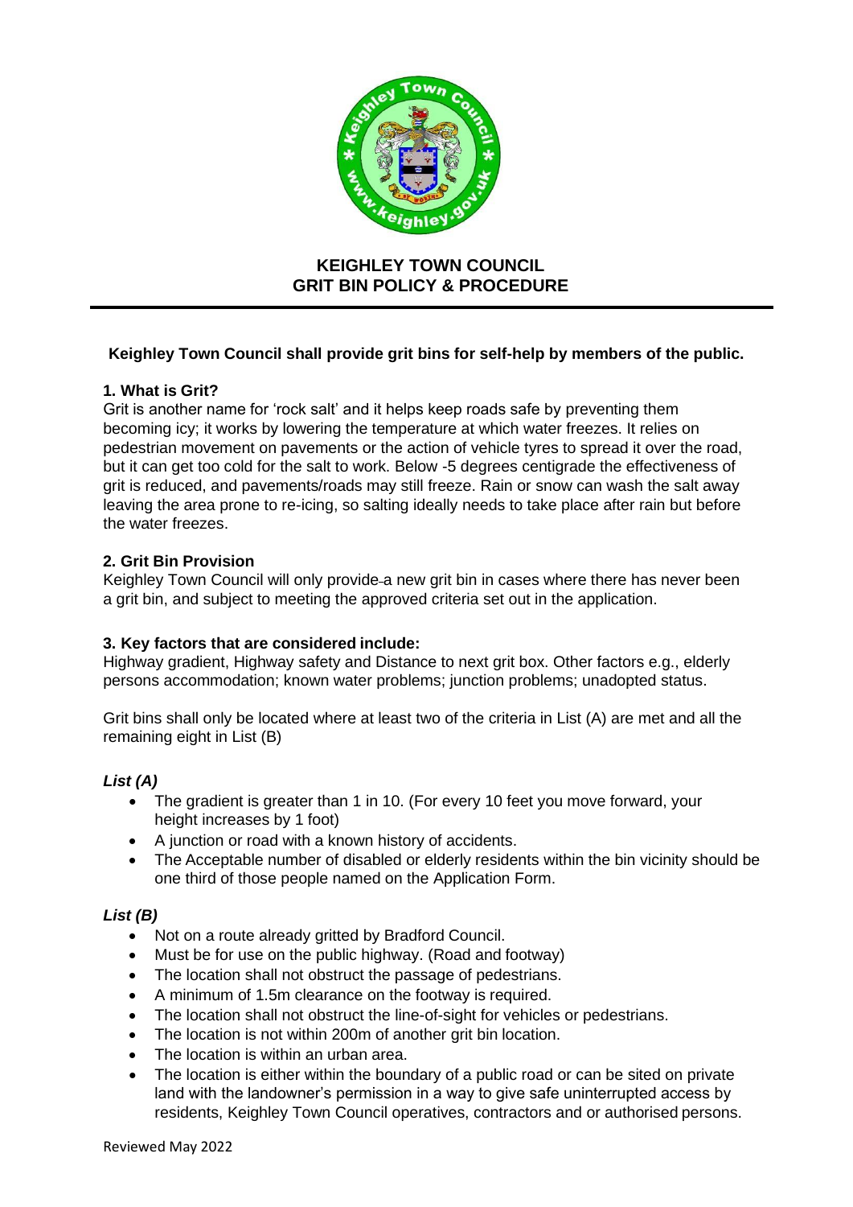# KEIGHLEY TOWN COUNCIL
# GRIT BIN POLICY & PROCEDURE

**Keighley Town Council shall provide grit bins for self-help by members of the public.**

### 1. What is Grit?

Grit is another name for 'rock salt' and it helps keep roads safe by preventing them becoming icy; it works by lowering the temperature at which water freezes. It relies on pedestrian movement on pavements or the action of vehicle tyres to spread it over the road, but it can get too cold for the salt to work. Below -5 degrees centigrade the effectiveness of grit is reduced, and pavements/roads may still freeze. Rain or snow can wash the salt away leaving the area prone to re-icing, so salting ideally needs to take place after rain but before the water freezes.

### 2. Grit Bin Provision

Keighley Town Council will only provide a new grit bin in cases where there has never been a grit bin, and subject to meeting the approved criteria set out in the application.

### 3. Key factors that are considered include:

Highway gradient, Highway safety and Distance to next grit box. Other factors e.g., elderly persons accommodation; known water problems; junction problems; unadopted status.

Grit bins shall only be located where at least two of the criteria in List (A) are met and all the remaining eight in List (B)

#### *List (A)*

- The gradient is greater than 1 in 10. (For every 10 feet you move forward, your height increases by 1 foot)
- A junction or road with a known history of accidents.
- The Acceptable number of disabled or elderly residents within the bin vicinity should be one third of those people named on the Application Form.

#### *List (B)*

- Not on a route already gritted by Bradford Council.
- Must be for use on the public highway. (Road and footway)
- The location shall not obstruct the passage of pedestrians.
- A minimum of 1.5m clearance on the footway is required.
- The location shall not obstruct the line-of-sight for vehicles or pedestrians.
- The location is not within 200m of another grit bin location.
- The location is within an urban area.
- The location is either within the boundary of a public road or can be sited on private land with the landowner's permission in a way to give safe uninterrupted access by residents, Keighley Town Council operatives, contractors and or authorised persons.

Reviewed May 2022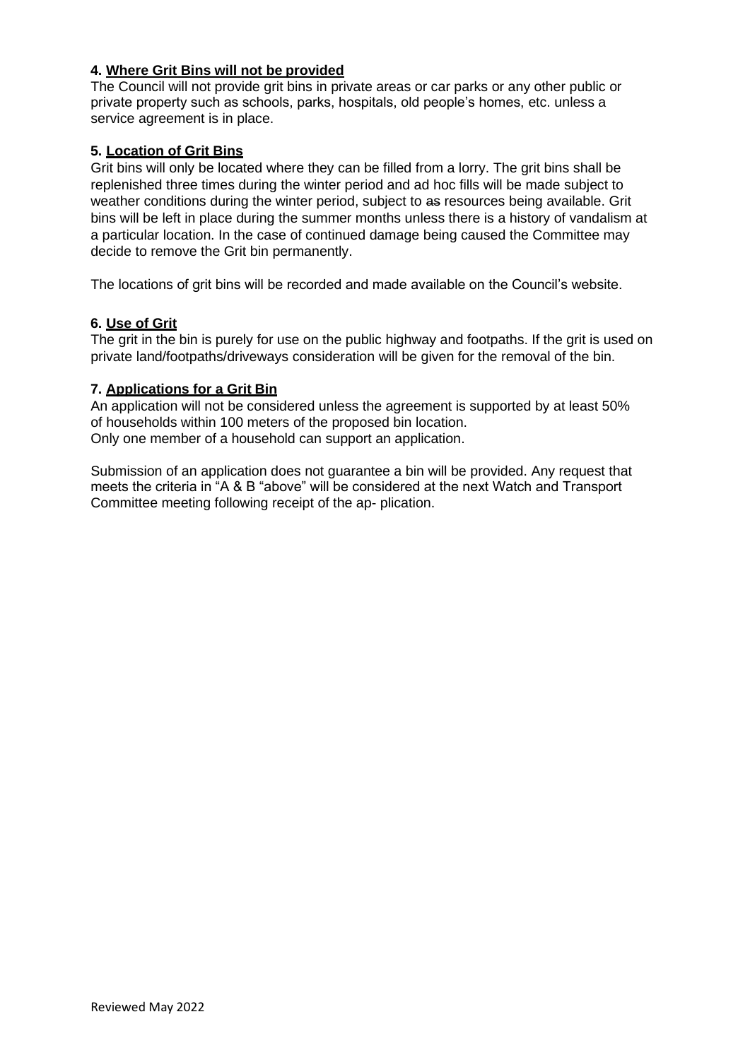**4. Where Grit Bins will not be provided**

The Council will not provide grit bins in private areas or car parks or any other public or private property such as schools, parks, hospitals, old people's homes, etc. unless a service agreement is in place.

**5. Location of Grit Bins**

Grit bins will only be located where they can be filled from a lorry. The grit bins shall be replenished three times during the winter period and ad hoc fills will be made subject to weather conditions during the winter period, subject to ~~as~~ resources being available. Grit bins will be left in place during the summer months unless there is a history of vandalism at a particular location. In the case of continued damage being caused the Committee may decide to remove the Grit bin permanently.

The locations of grit bins will be recorded and made available on the Council's website.

**6. Use of Grit**

The grit in the bin is purely for use on the public highway and footpaths. If the grit is used on private land/footpaths/driveways consideration will be given for the removal of the bin.

**7. Applications for a Grit Bin**

An application will not be considered unless the agreement is supported by at least 50% of households within 100 meters of the proposed bin location.
Only one member of a household can support an application.

Submission of an application does not guarantee a bin will be provided. Any request that meets the criteria in "A & B "above" will be considered at the next Watch and Transport Committee meeting following receipt of the ap- plication.

Reviewed May 2022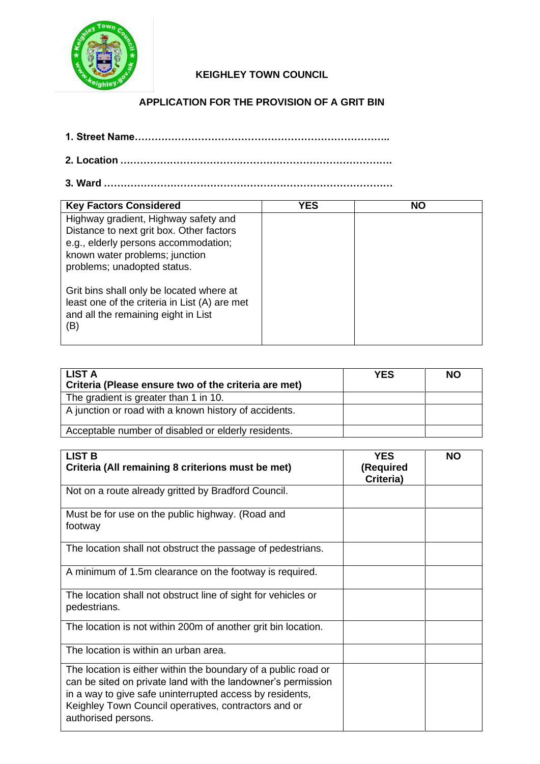## KEIGHLEY TOWN COUNCIL

## APPLICATION FOR THE PROVISION OF A GRIT BIN

**1. Street Name…………………………………………………………………..**

**2. Location ……………………………………………………………………….**

**3. Ward …………………………………………………………………………….**

| Key Factors Considered | YES | NO |
|---|---|---|
| Highway gradient, Highway safety and Distance to next grit box. Other factors e.g., elderly persons accommodation; known water problems; junction problems; unadopted status.<br><br>Grit bins shall only be located where at least one of the criteria in List (A) are met and all the remaining eight in List (B) | | |

| LIST A<br>Criteria (Please ensure two of the criteria are met) | YES | NO |
|---|---|---|
| The gradient is greater than 1 in 10. | | |
| A junction or road with a known history of accidents. | | |
| Acceptable number of disabled or elderly residents. | | |

| LIST B<br>Criteria (All remaining 8 criterions must be met) | YES (Required Criteria) | NO |
|---|---|---|
| Not on a route already gritted by Bradford Council. | | |
| Must be for use on the public highway. (Road and footway | | |
| The location shall not obstruct the passage of pedestrians. | | |
| A minimum of 1.5m clearance on the footway is required. | | |
| The location shall not obstruct line of sight for vehicles or pedestrians. | | |
| The location is not within 200m of another grit bin location. | | |
| The location is within an urban area. | | |
| The location is either within the boundary of a public road or can be sited on private land with the landowner's permission in a way to give safe uninterrupted access by residents, Keighley Town Council operatives, contractors and or authorised persons. | | |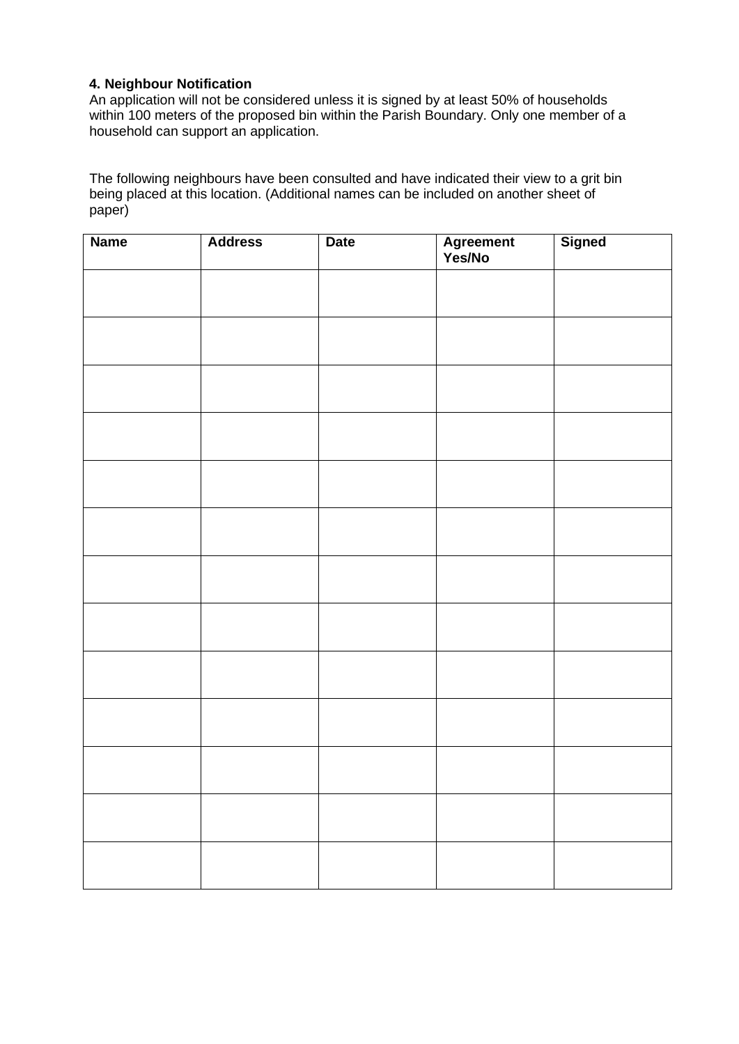**4. Neighbour Notification**

An application will not be considered unless it is signed by at least 50% of households within 100 meters of the proposed bin within the Parish Boundary. Only one member of a household can support an application.

The following neighbours have been consulted and have indicated their view to a grit bin being placed at this location. (Additional names can be included on another sheet of paper)

| Name | Address | Date | Agreement Yes/No | Signed |
|---|---|---|---|---|
| | | | | |
| | | | | |
| | | | | |
| | | | | |
| | | | | |
| | | | | |
| | | | | |
| | | | | |
| | | | | |
| | | | | |
| | | | | |
| | | | | |
| | | | | |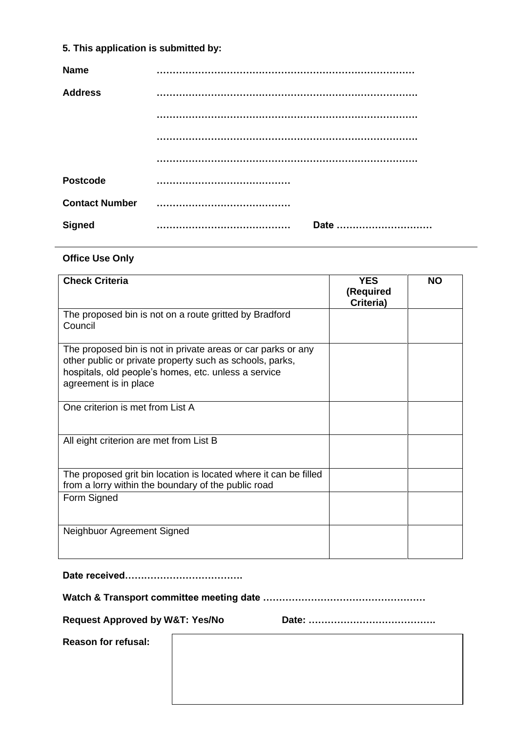**5. This application is submitted by:**

**Name** ……………………………………………………………………

**Address** ……………………………………………………………………

……………………………………………………………………

……………………………………………………………………

……………………………………………………………………

**Postcode** ……………………………………

**Contact Number** ……………………………………

**Signed** …………………………………… **Date** …………………………

---

**Office Use Only**

| Check Criteria | YES (Required Criteria) | NO |
|---|---|---|
| The proposed bin is not on a route gritted by Bradford Council | | |
| The proposed bin is not in private areas or car parks or any other public or private property such as schools, parks, hospitals, old people's homes, etc. unless a service agreement is in place | | |
| One criterion is met from List A | | |
| All eight criterion are met from List B | | |
| The proposed grit bin location is located where it can be filled from a lorry within the boundary of the public road | | |
| Form Signed | | |
| Neighbuor Agreement Signed | | |

**Date received……………………………….**

**Watch & Transport committee meeting date ……………………………………………**

**Request Approved by W&T: Yes/No** **Date: ………………………………….**

**Reason for refusal:**